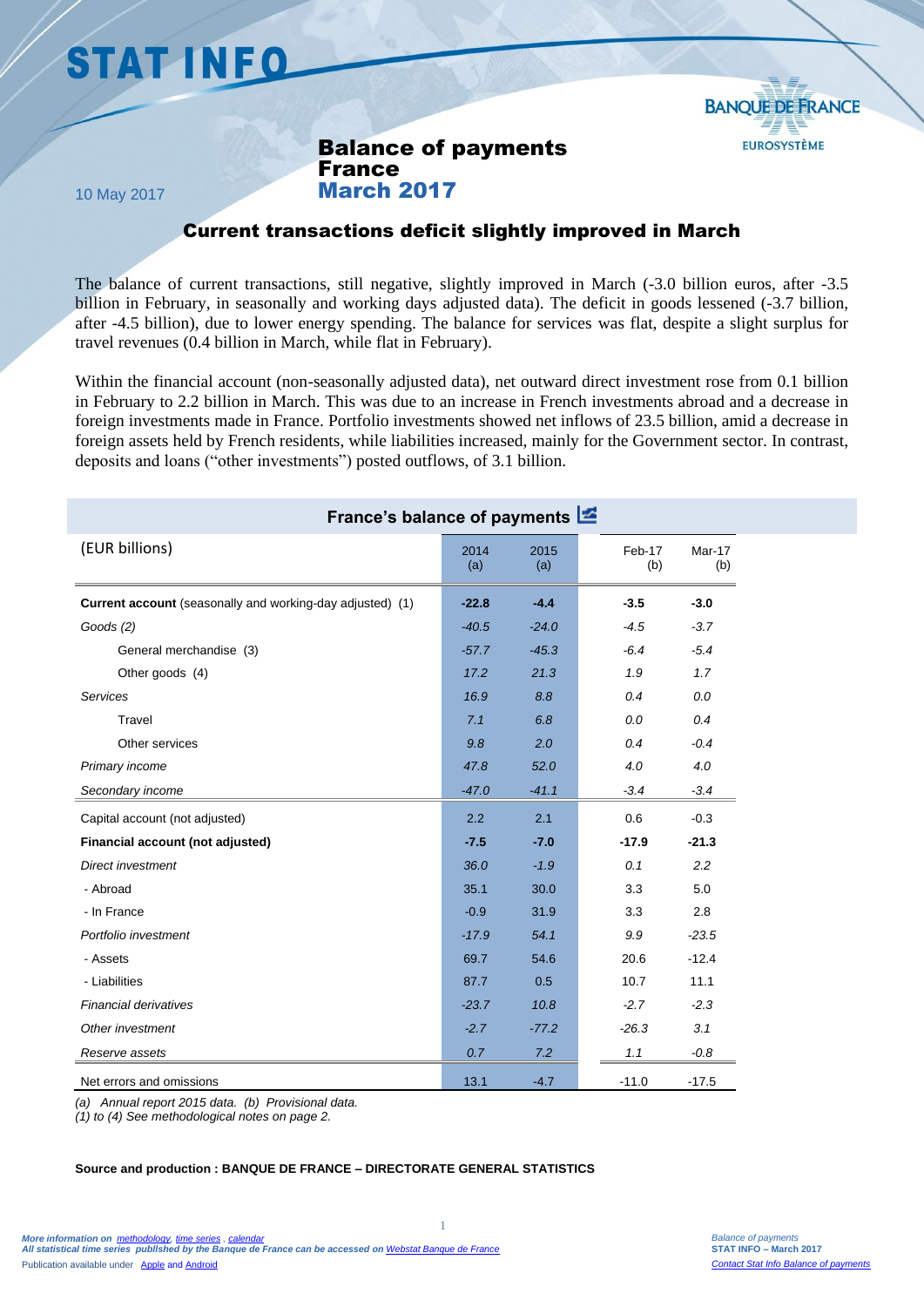# STAT INFO

**BANQUE DE FRANCE**
EUROSYSTÈME

10 May 2017

## Balance of payments France
## March 2017

### Current transactions deficit slightly improved in March

The balance of current transactions, still negative, slightly improved in March (-3.0 billion euros, after -3.5 billion in February, in seasonally and working days adjusted data). The deficit in goods lessened (-3.7 billion, after -4.5 billion), due to lower energy spending. The balance for services was flat, despite a slight surplus for travel revenues (0.4 billion in March, while flat in February).

Within the financial account (non-seasonally adjusted data), net outward direct investment rose from 0.1 billion in February to 2.2 billion in March. This was due to an increase in French investments abroad and a decrease in foreign investments made in France. Portfolio investments showed net inflows of 23.5 billion, amid a decrease in foreign assets held by French residents, while liabilities increased, mainly for the Government sector. In contrast, deposits and loans ("other investments") posted outflows, of 3.1 billion.

**France's balance of payments**

| (EUR billions) | 2014 (a) | 2015 (a) | Feb-17 (b) | Mar-17 (b) |
|---|---|---|---|---|
| **Current account** (seasonally and working-day adjusted) (1) | **-22.8** | **-4.4** | **-3.5** | **-3.0** |
| *Goods (2)* | *-40.5* | *-24.0* | *-4.5* | *-3.7* |
| General merchandise (3) | *-57.7* | *-45.3* | *-6.4* | *-5.4* |
| Other goods (4) | *17.2* | *21.3* | *1.9* | *1.7* |
| *Services* | *16.9* | *8.8* | *0.4* | *0.0* |
| Travel | *7.1* | *6.8* | *0.0* | *0.4* |
| Other services | *9.8* | *2.0* | *0.4* | *-0.4* |
| *Primary income* | *47.8* | *52.0* | *4.0* | *4.0* |
| *Secondary income* | *-47.0* | *-41.1* | *-3.4* | *-3.4* |
| Capital account (not adjusted) | 2.2 | 2.1 | 0.6 | -0.3 |
| **Financial account (not adjusted)** | **-7.5** | **-7.0** | **-17.9** | **-21.3** |
| *Direct investment* | *36.0* | *-1.9* | *0.1* | *2.2* |
| - Abroad | 35.1 | 30.0 | 3.3 | 5.0 |
| - In France | -0.9 | 31.9 | 3.3 | 2.8 |
| *Portfolio investment* | *-17.9* | *54.1* | *9.9* | *-23.5* |
| - Assets | 69.7 | 54.6 | 20.6 | -12.4 |
| - Liabilities | 87.7 | 0.5 | 10.7 | 11.1 |
| *Financial derivatives* | *-23.7* | *10.8* | *-2.7* | *-2.3* |
| *Other investment* | *-2.7* | *-77.2* | *-26.3* | *3.1* |
| *Reserve assets* | *0.7* | *7.2* | *1.1* | *-0.8* |
| Net errors and omissions | 13.1 | -4.7 | -11.0 | -17.5 |

*(a) Annual report 2015 data. (b) Provisional data.*
*(1) to (4) See methodological notes on page 2.*

**Source and production : BANQUE DE FRANCE – DIRECTORATE GENERAL STATISTICS**

*More information on methodology, time series , calendar*
***All statistical time series published by the Banque de France can be accessed on Webstat Banque de France***
Publication available under Apple and Android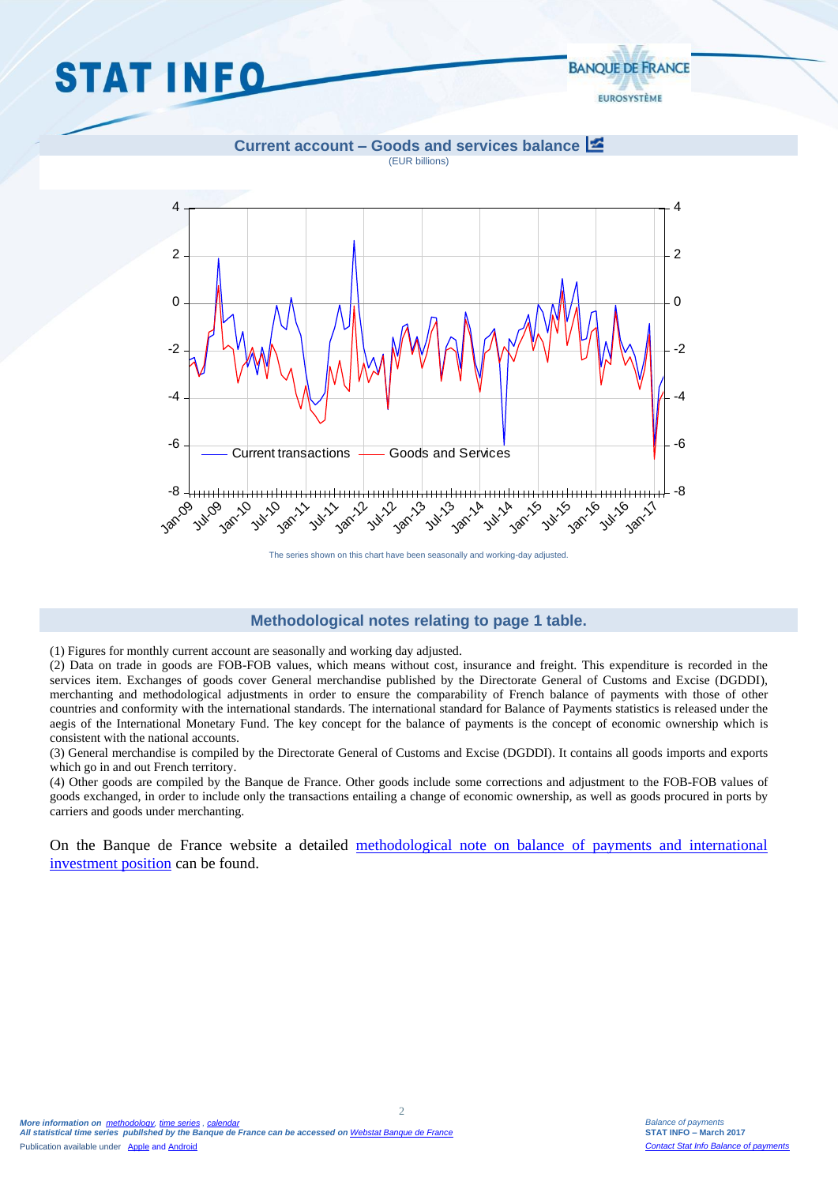## Current account – Goods and services balance

(EUR billions)

4
2
0
-2
-4
-6
-8

Current transactions —— Goods and Services

Jan-09 Jul-09 Jan-10 Jul-10 Jan-11 Jul-11 Jan-12 Jul-12 Jan-13 Jul-13 Jan-14 Jul-14 Jan-15 Jul-15 Jan-16 Jul-16 Jan-17

The series shown on this chart have been seasonally and working-day adjusted.

## Methodological notes relating to page 1 table.

(1) Figures for monthly current account are seasonally and working day adjusted.
(2) Data on trade in goods are FOB-FOB values, which means without cost, insurance and freight. This expenditure is recorded in the services item. Exchanges of goods cover General merchandise published by the Directorate General of Customs and Excise (DGDDI), merchanting and methodological adjustments in order to ensure the comparability of French balance of payments with those of other countries and conformity with the international standards. The international standard for Balance of Payments statistics is released under the aegis of the International Monetary Fund. The key concept for the balance of payments is the concept of economic ownership which is consistent with the national accounts.
(3) General merchandise is compiled by the Directorate General of Customs and Excise (DGDDI). It contains all goods imports and exports which go in and out French territory.
(4) Other goods are compiled by the Banque de France. Other goods include some corrections and adjustment to the FOB-FOB values of goods exchanged, in order to include only the transactions entailing a change of economic ownership, as well as goods procured in ports by carriers and goods under merchanting.

On the Banque de France website a detailed methodological note on balance of payments and international investment position can be found.